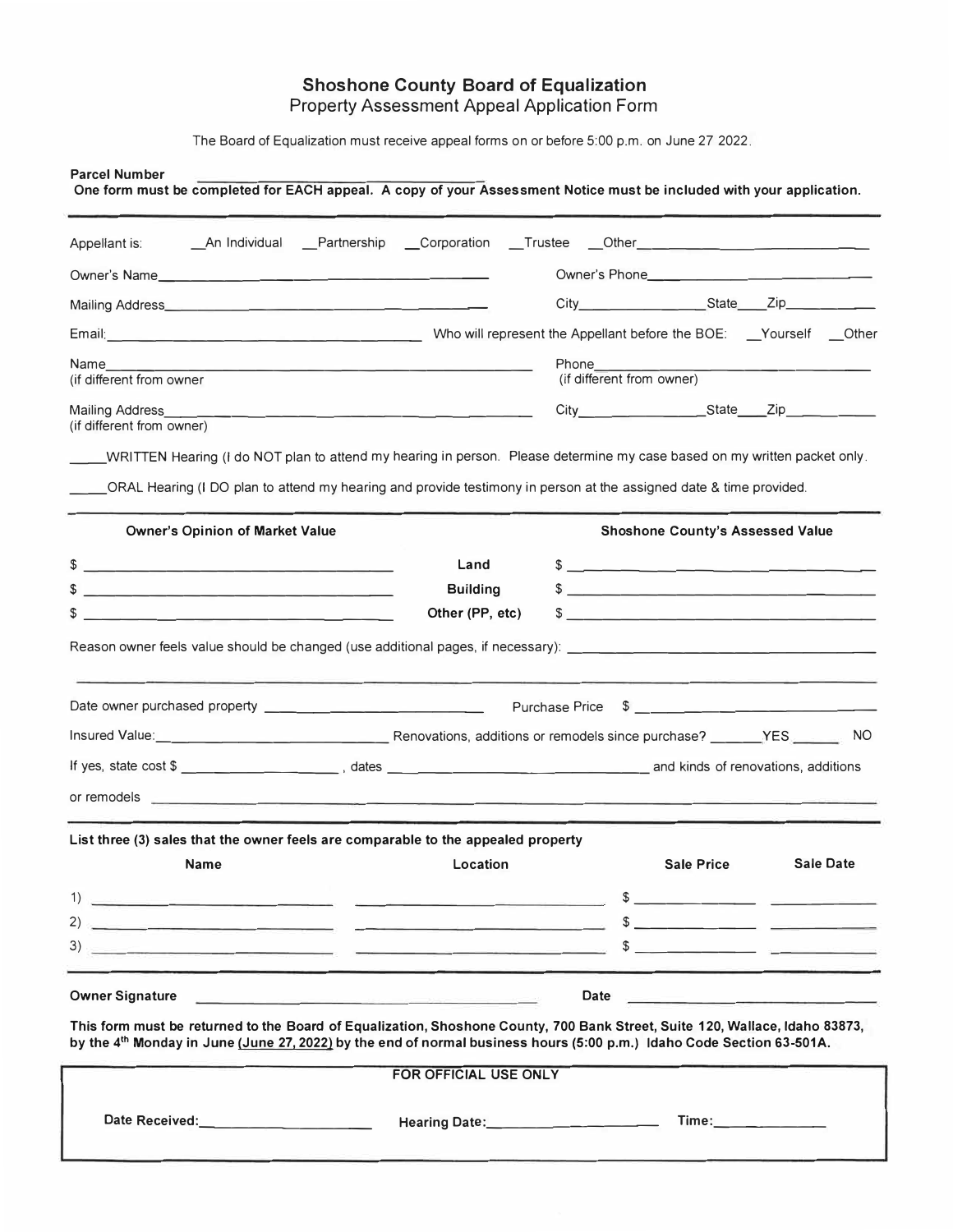## Shoshone County Board of Equalization

### Property Assessment Appeal Application Form

The Board of Equalization must receive appeal forms on or before 5:00 p.m. on June 27 2022.

**Parcel Number** ______________________________

**One form must be completed for EACH appeal. A copy of your Assessment Notice must be included with your application.**

---

Appellant is: __An Individual __Partnership __Corporation __Trustee __Other______________________

Owner's Name______________________________ Owner's Phone______________________

Mailing Address______________________________ City______________ State____ Zip__________

Email:______________________________ Who will represent the Appellant before the BOE: __Yourself __Other

Name______________________________ (if different from owner

Phone______________________ (if different from owner)

Mailing Address______________________________ (if different from owner)

City______________ State____ Zip__________

_____WRITTEN Hearing (I do NOT plan to attend my hearing in person. Please determine my case based on my written packet only.

_____ORAL Hearing (I DO plan to attend my hearing and provide testimony in person at the assigned date & time provided.

---

| Owner's Opinion of Market Value | | Shoshone County's Assessed Value |
|---|---|---|
| $ ______________________ | **Land** | $ ______________________ |
| $ ______________________ | **Building** | $ ______________________ |
| $ ______________________ | **Other (PP, etc)** | $ ______________________ |

Reason owner feels value should be changed (use additional pages, if necessary): ______________________________

______________________________________________________________________________

Date owner purchased property ______________________ Purchase Price $ ______________________

Insured Value:______________________ Renovations, additions or remodels since purchase? _______YES _______ NO

If yes, state cost $ ______________ , dates ______________________ and kinds of renovations, additions or remodels ______________________________

---

**List three (3) sales that the owner feels are comparable to the appealed property**

| | Name | Location | Sale Price | Sale Date |
|---|---|---|---|---|
| 1) | | | $ | |
| 2) | | | $ | |
| 3) | | | $ | |

---

**Owner Signature** ______________________________ **Date** ______________________

**This form must be returned to the Board of Equalization, Shoshone County, 700 Bank Street, Suite 120, Wallace, Idaho 83873, by the 4th Monday in June (June 27, 2022) by the end of normal business hours (5:00 p.m.) Idaho Code Section 63-501A.**

| FOR OFFICIAL USE ONLY | | |
|---|---|---|
| **Date Received:**______________ | **Hearing Date:**______________ | **Time:**__________ |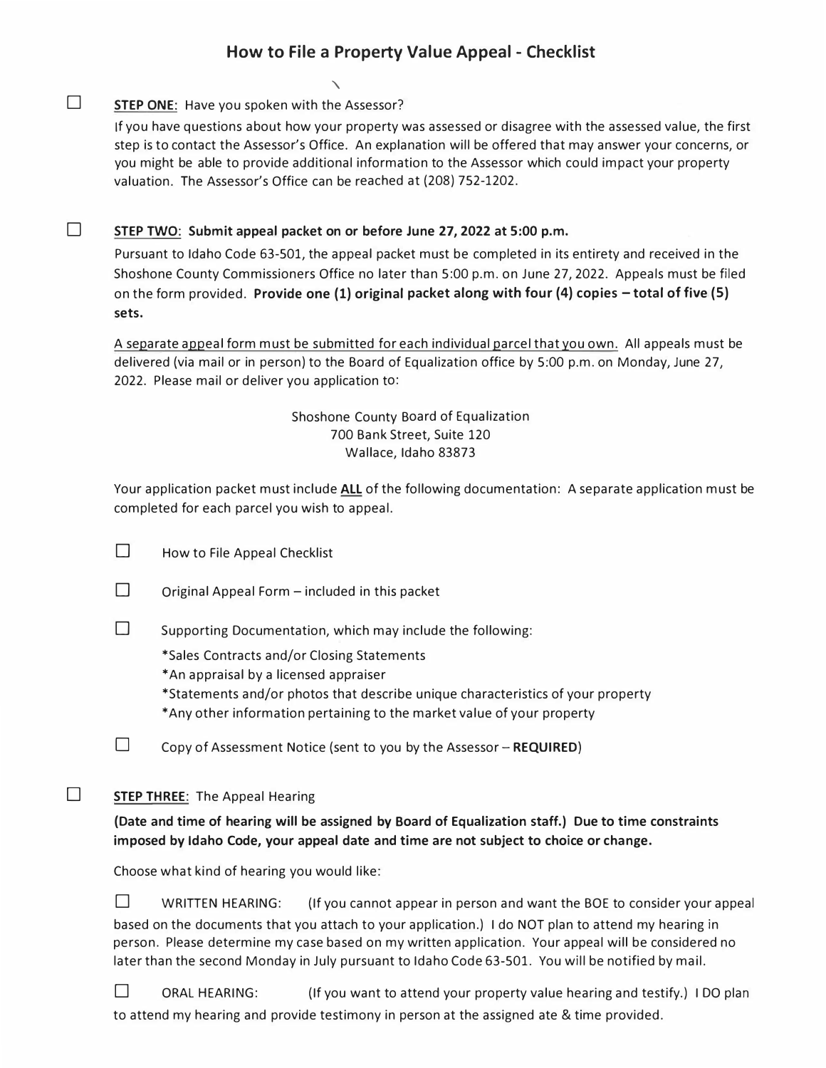# How to File a Property Value Appeal - Checklist

☐ **STEP ONE**: Have you spoken with the Assessor?

If you have questions about how your property was assessed or disagree with the assessed value, the first step is to contact the Assessor's Office. An explanation will be offered that may answer your concerns, or you might be able to provide additional information to the Assessor which could impact your property valuation. The Assessor's Office can be reached at (208) 752-1202.

☐ **STEP TWO: Submit appeal packet on or before June 27, 2022 at 5:00 p.m.**

Pursuant to Idaho Code 63-501, the appeal packet must be completed in its entirety and received in the Shoshone County Commissioners Office no later than 5:00 p.m. on June 27, 2022. Appeals must be filed on the form provided. **Provide one (1) original packet along with four (4) copies – total of five (5) sets.**

A separate appeal form must be submitted for each individual parcel that you own. All appeals must be delivered (via mail or in person) to the Board of Equalization office by 5:00 p.m. on Monday, June 27, 2022. Please mail or deliver you application to:

Shoshone County Board of Equalization
700 Bank Street, Suite 120
Wallace, Idaho 83873

Your application packet must include **ALL** of the following documentation: A separate application must be completed for each parcel you wish to appeal.

☐ How to File Appeal Checklist

☐ Original Appeal Form – included in this packet

☐ Supporting Documentation, which may include the following:

*Sales Contracts and/or Closing Statements
*An appraisal by a licensed appraiser
*Statements and/or photos that describe unique characteristics of your property
*Any other information pertaining to the market value of your property

☐ Copy of Assessment Notice (sent to you by the Assessor – **REQUIRED**)

☐ **STEP THREE**: The Appeal Hearing

**(Date and time of hearing will be assigned by Board of Equalization staff.) Due to time constraints imposed by Idaho Code, your appeal date and time are not subject to choice or change.**

Choose what kind of hearing you would like:

☐ WRITTEN HEARING: (If you cannot appear in person and want the BOE to consider your appeal based on the documents that you attach to your application.) I do NOT plan to attend my hearing in person. Please determine my case based on my written application. Your appeal will be considered no later than the second Monday in July pursuant to Idaho Code 63-501. You will be notified by mail.

☐ ORAL HEARING: (If you want to attend your property value hearing and testify.) I DO plan to attend my hearing and provide testimony in person at the assigned ate & time provided.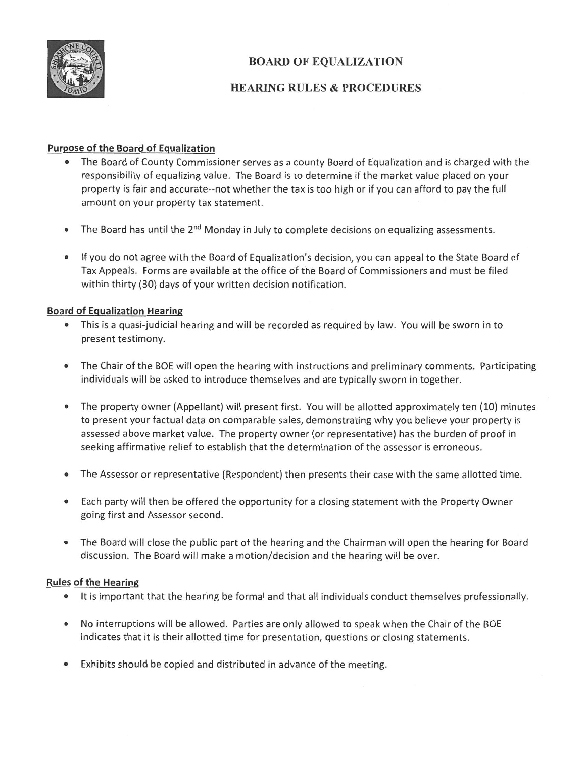# BOARD OF EQUALIZATION

## HEARING RULES & PROCEDURES

### Purpose of the Board of Equalization

- The Board of County Commissioner serves as a county Board of Equalization and is charged with the responsibility of equalizing value. The Board is to determine if the market value placed on your property is fair and accurate--not whether the tax is too high or if you can afford to pay the full amount on your property tax statement.
- The Board has until the 2nd Monday in July to complete decisions on equalizing assessments.
- If you do not agree with the Board of Equalization's decision, you can appeal to the State Board of Tax Appeals. Forms are available at the office of the Board of Commissioners and must be filed within thirty (30) days of your written decision notification.

### Board of Equalization Hearing

- This is a quasi-judicial hearing and will be recorded as required by law. You will be sworn in to present testimony.
- The Chair of the BOE will open the hearing with instructions and preliminary comments. Participating individuals will be asked to introduce themselves and are typically sworn in together.
- The property owner (Appellant) will present first. You will be allotted approximately ten (10) minutes to present your factual data on comparable sales, demonstrating why you believe your property is assessed above market value. The property owner (or representative) has the burden of proof in seeking affirmative relief to establish that the determination of the assessor is erroneous.
- The Assessor or representative (Respondent) then presents their case with the same allotted time.
- Each party will then be offered the opportunity for a closing statement with the Property Owner going first and Assessor second.
- The Board will close the public part of the hearing and the Chairman will open the hearing for Board discussion. The Board will make a motion/decision and the hearing will be over.

### Rules of the Hearing

- It is important that the hearing be formal and that all individuals conduct themselves professionally.
- No interruptions will be allowed. Parties are only allowed to speak when the Chair of the BOE indicates that it is their allotted time for presentation, questions or closing statements.
- Exhibits should be copied and distributed in advance of the meeting.